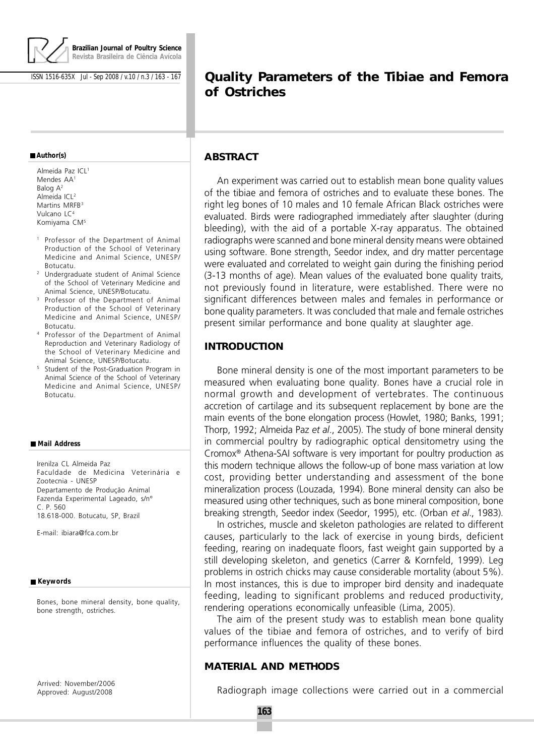Brazilian Journal of Poultry Science
Revista Brasileira de Ciência Avícola

# Quality Parameters of the Tibiae and Femora of Ostriches

**Author(s)**

Almeida Paz ICL[1]
Mendes AA[1]
Balog A[2]
Almeida ICL[2]
Martins MRFB[3]
Vulcano LC[4]
Komiyama CM[5]

[1] Professor of the Department of Animal Production of the School of Veterinary Medicine and Animal Science, UNESP/Botucatu.
[2] Undergraduate student of Animal Science of the School of Veterinary Medicine and Animal Science, UNESP/Botucatu.
[3] Professor of the Department of Animal Production of the School of Veterinary Medicine and Animal Science, UNESP/Botucatu.
[4] Professor of the Department of Animal Reproduction and Veterinary Radiology of the School of Veterinary Medicine and Animal Science, UNESP/Botucatu.
[5] Student of the Post-Graduation Program in Animal Science of the School of Veterinary Medicine and Animal Science, UNESP/Botucatu.

**Mail Address**

Irenilza CL Almeida Paz
Faculdade de Medicina Veterinária e Zootecnia - UNESP
Departamento de Produção Animal
Fazenda Experimental Lageado, s/nº
C. P. 560
18.618-000. Botucatu, SP, Brazil

E-mail: ibiara@fca.com.br

**Keywords**

Bones, bone mineral density, bone quality, bone strength, ostriches.

Arrived: November/2006
Approved: August/2008

## ABSTRACT

An experiment was carried out to establish mean bone quality values of the tibiae and femora of ostriches and to evaluate these bones. The right leg bones of 10 males and 10 female African Black ostriches were evaluated. Birds were radiographed immediately after slaughter (during bleeding), with the aid of a portable X-ray apparatus. The obtained radiographs were scanned and bone mineral density means were obtained using software. Bone strength, Seedor index, and dry matter percentage were evaluated and correlated to weight gain during the finishing period (3-13 months of age). Mean values of the evaluated bone quality traits, not previously found in literature, were established. There were no significant differences between males and females in performance or bone quality parameters. It was concluded that male and female ostriches present similar performance and bone quality at slaughter age.

## INTRODUCTION

Bone mineral density is one of the most important parameters to be measured when evaluating bone quality. Bones have a crucial role in normal growth and development of vertebrates. The continuous accretion of cartilage and its subsequent replacement by bone are the main events of the bone elongation process (Howlet, 1980; Banks, 1991; Thorp, 1992; Almeida Paz *et al*., 2005). The study of bone mineral density in commercial poultry by radiographic optical densitometry using the Cromox® Athena-SAI software is very important for poultry production as this modern technique allows the follow-up of bone mass variation at low cost, providing better understanding and assessment of the bone mineralization process (Louzada, 1994). Bone mineral density can also be measured using other techniques, such as bone mineral composition, bone breaking strength, Seedor index (Seedor, 1995), etc. (Orban *et al*., 1983).

In ostriches, muscle and skeleton pathologies are related to different causes, particularly to the lack of exercise in young birds, deficient feeding, rearing on inadequate floors, fast weight gain supported by a still developing skeleton, and genetics (Carrer & Kornfeld, 1999). Leg problems in ostrich chicks may cause considerable mortality (about 5%). In most instances, this is due to improper bird density and inadequate feeding, leading to significant problems and reduced productivity, rendering operations economically unfeasible (Lima, 2005).

The aim of the present study was to establish mean bone quality values of the tibiae and femora of ostriches, and to verify of bird performance influences the quality of these bones.

## MATERIAL AND METHODS

Radiograph image collections were carried out in a commercial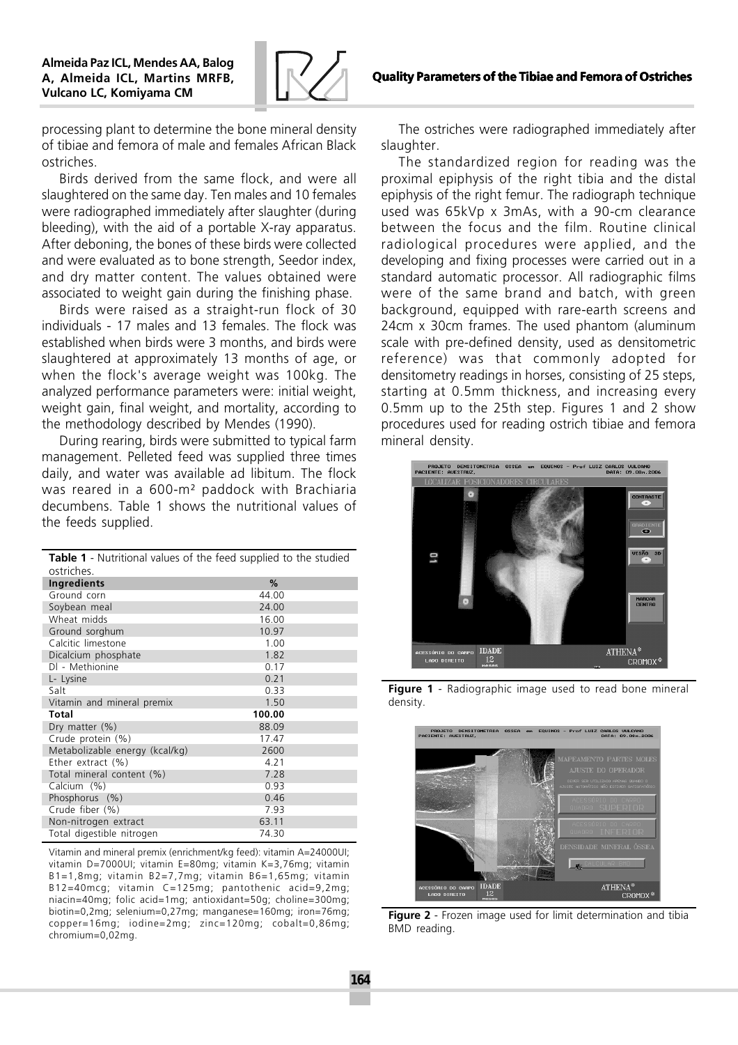processing plant to determine the bone mineral density of tibiae and femora of male and females African Black ostriches.

Birds derived from the same flock, and were all slaughtered on the same day. Ten males and 10 females were radiographed immediately after slaughter (during bleeding), with the aid of a portable X-ray apparatus. After deboning, the bones of these birds were collected and were evaluated as to bone strength, Seedor index, and dry matter content. The values obtained were associated to weight gain during the finishing phase.

Birds were raised as a straight-run flock of 30 individuals - 17 males and 13 females. The flock was established when birds were 3 months, and birds were slaughtered at approximately 13 months of age, or when the flock's average weight was 100kg. The analyzed performance parameters were: initial weight, weight gain, final weight, and mortality, according to the methodology described by Mendes (1990).

During rearing, birds were submitted to typical farm management. Pelleted feed was supplied three times daily, and water was available ad libitum. The flock was reared in a 600-m² paddock with Brachiaria decumbens. Table 1 shows the nutritional values of the feeds supplied.

**Table 1** - Nutritional values of the feed supplied to the studied ostriches.

| Ingredients | % |
|---|---|
| Ground corn | 44.00 |
| Soybean meal | 24.00 |
| Wheat midds | 16.00 |
| Ground sorghum | 10.97 |
| Calcitic limestone | 1.00 |
| Dicalcium phosphate | 1.82 |
| Dl - Methionine | 0.17 |
| L- Lysine | 0.21 |
| Salt | 0.33 |
| Vitamin and mineral premix | 1.50 |
| **Total** | **100.00** |
| Dry matter (%) | 88.09 |
| Crude protein (%) | 17.47 |
| Metabolizable energy (kcal/kg) | 2600 |
| Ether extract (%) | 4.21 |
| Total mineral content (%) | 7.28 |
| Calcium (%) | 0.93 |
| Phosphorus (%) | 0.46 |
| Crude fiber (%) | 7.93 |
| Non-nitrogen extract | 63.11 |
| Total digestible nitrogen | 74.30 |

Vitamin and mineral premix (enrichment/kg feed): vitamin A=24000UI; vitamin D=7000UI; vitamin E=80mg; vitamin K=3,76mg; vitamin B1=1,8mg; vitamin B2=7,7mg; vitamin B6=1,65mg; vitamin B12=40mcg; vitamin C=125mg; pantothenic acid=9,2mg; niacin=40mg; folic acid=1mg; antioxidant=50g; choline=300mg; biotin=0,2mg; selenium=0,27mg; manganese=160mg; iron=76mg; copper=16mg; iodine=2mg; zinc=120mg; cobalt=0,86mg; chromium=0,02mg.

The ostriches were radiographed immediately after slaughter.

The standardized region for reading was the proximal epiphysis of the right tibia and the distal epiphysis of the right femur. The radiograph technique used was 65kVp x 3mAs, with a 90-cm clearance between the focus and the film. Routine clinical radiological procedures were applied, and the developing and fixing processes were carried out in a standard automatic processor. All radiographic films were of the same brand and batch, with green background, equipped with rare-earth screens and 24cm x 30cm frames. The used phantom (aluminum scale with pre-defined density, used as densitometric reference) was that commonly adopted for densitometry readings in horses, consisting of 25 steps, starting at 0.5mm thickness, and increasing every 0.5mm up to the 25th step. Figures 1 and 2 show procedures used for reading ostrich tibiae and femora mineral density.

**Figure 1** - Radiographic image used to read bone mineral density.

**Figure 2** - Frozen image used for limit determination and tibia BMD reading.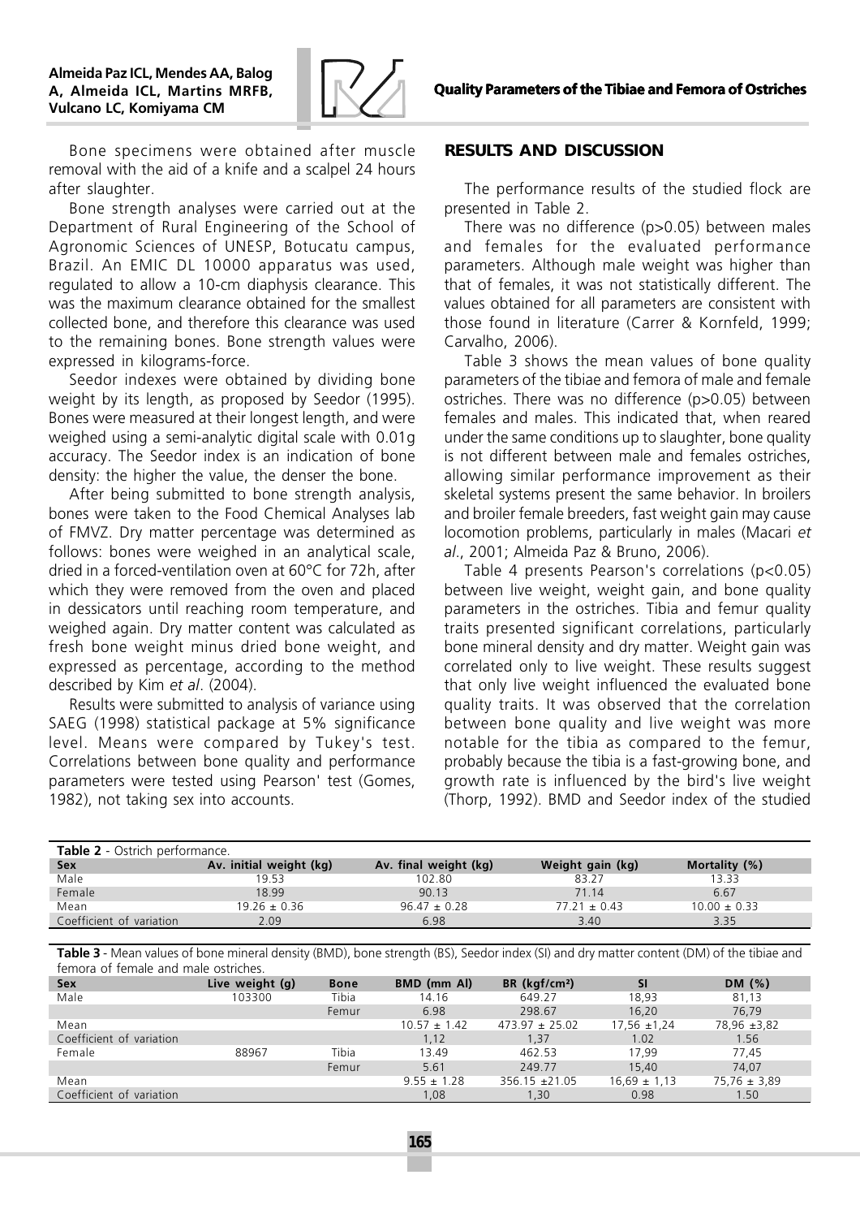Bone specimens were obtained after muscle removal with the aid of a knife and a scalpel 24 hours after slaughter.

Bone strength analyses were carried out at the Department of Rural Engineering of the School of Agronomic Sciences of UNESP, Botucatu campus, Brazil. An EMIC DL 10000 apparatus was used, regulated to allow a 10-cm diaphysis clearance. This was the maximum clearance obtained for the smallest collected bone, and therefore this clearance was used to the remaining bones. Bone strength values were expressed in kilograms-force.

Seedor indexes were obtained by dividing bone weight by its length, as proposed by Seedor (1995). Bones were measured at their longest length, and were weighed using a semi-analytic digital scale with 0.01g accuracy. The Seedor index is an indication of bone density: the higher the value, the denser the bone.

After being submitted to bone strength analysis, bones were taken to the Food Chemical Analyses lab of FMVZ. Dry matter percentage was determined as follows: bones were weighed in an analytical scale, dried in a forced-ventilation oven at 60°C for 72h, after which they were removed from the oven and placed in dessicators until reaching room temperature, and weighed again. Dry matter content was calculated as fresh bone weight minus dried bone weight, and expressed as percentage, according to the method described by Kim *et al*. (2004).

Results were submitted to analysis of variance using SAEG (1998) statistical package at 5% significance level. Means were compared by Tukey's test. Correlations between bone quality and performance parameters were tested using Pearson' test (Gomes, 1982), not taking sex into accounts.

## RESULTS AND DISCUSSION

The performance results of the studied flock are presented in Table 2.

There was no difference ($p>0.05$) between males and females for the evaluated performance parameters. Although male weight was higher than that of females, it was not statistically different. The values obtained for all parameters are consistent with those found in literature (Carrer & Kornfeld, 1999; Carvalho, 2006).

Table 3 shows the mean values of bone quality parameters of the tibiae and femora of male and female ostriches. There was no difference ($p>0.05$) between females and males. This indicated that, when reared under the same conditions up to slaughter, bone quality is not different between male and females ostriches, allowing similar performance improvement as their skeletal systems present the same behavior. In broilers and broiler female breeders, fast weight gain may cause locomotion problems, particularly in males (Macari *et al*., 2001; Almeida Paz & Bruno, 2006).

Table 4 presents Pearson's correlations ($p<0.05$) between live weight, weight gain, and bone quality parameters in the ostriches. Tibia and femur quality traits presented significant correlations, particularly bone mineral density and dry matter. Weight gain was correlated only to live weight. These results suggest that only live weight influenced the evaluated bone quality traits. It was observed that the correlation between bone quality and live weight was more notable for the tibia as compared to the femur, probably because the tibia is a fast-growing bone, and growth rate is influenced by the bird's live weight (Thorp, 1992). BMD and Seedor index of the studied

**Table 2** - Ostrich performance.

| Sex | Av. initial weight (kg) | Av. final weight (kg) | Weight gain (kg) | Mortality (%) |
|---|---|---|---|---|
| Male | 19.53 | 102.80 | 83.27 | 13.33 |
| Female | 18.99 | 90.13 | 71.14 | 6.67 |
| Mean | 19.26 ± 0.36 | 96.47 ± 0.28 | 77.21 ± 0.43 | 10.00 ± 0.33 |
| Coefficient of variation | 2.09 | 6.98 | 3.40 | 3.35 |

**Table 3** - Mean values of bone mineral density (BMD), bone strength (BS), Seedor index (SI) and dry matter content (DM) of the tibiae and femora of female and male ostriches.

| Sex | Live weight (g) | Bone | BMD (mm Al) | BR (kgf/cm²) | SI | DM (%) |
|---|---|---|---|---|---|---|
| Male | 103300 | Tibia | 14.16 | 649.27 | 18,93 | 81,13 |
| | | Femur | 6.98 | 298.67 | 16,20 | 76,79 |
| Mean | | | 10.57 ± 1.42 | 473.97 ± 25.02 | 17,56 ±1,24 | 78,96 ±3,82 |
| Coefficient of variation | | | 1,12 | 1,37 | 1.02 | 1.56 |
| Female | 88967 | Tibia | 13.49 | 462.53 | 17,99 | 77,45 |
| | | Femur | 5.61 | 249.77 | 15,40 | 74,07 |
| Mean | | | 9.55 ± 1.28 | 356.15 ±21.05 | 16,69 ± 1,13 | 75,76 ± 3,89 |
| Coefficient of variation | | | 1,08 | 1,30 | 0.98 | 1.50 |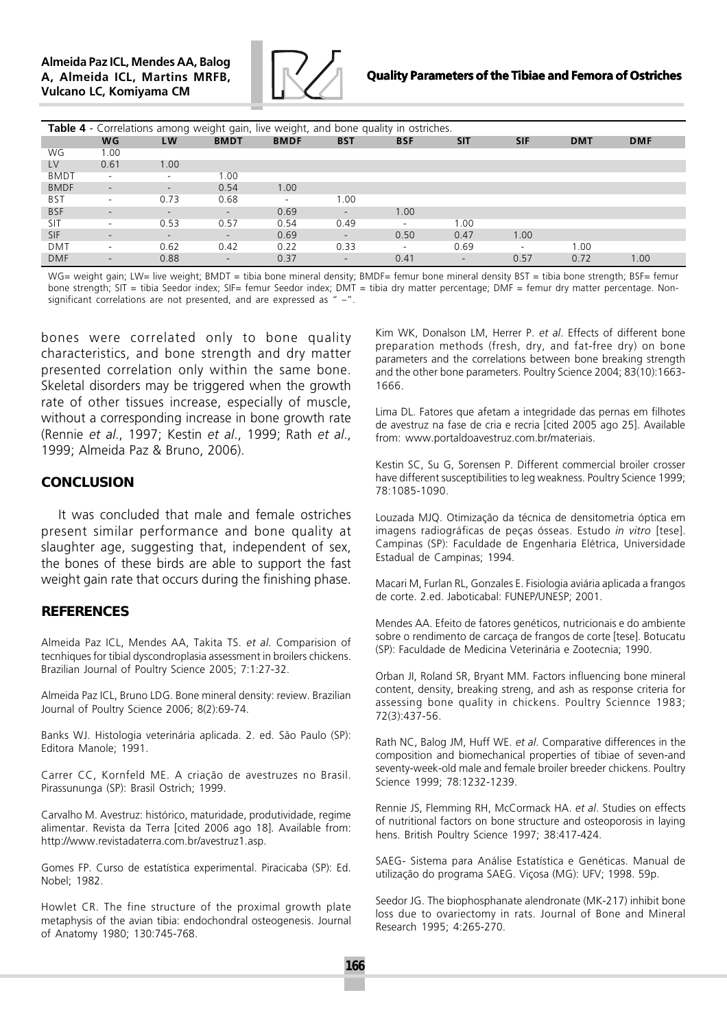**Table 4** - Correlations among weight gain, live weight, and bone quality in ostriches.

| | WG | LW | BMDT | BMDF | BST | BSF | SIT | SIF | DMT | DMF |
|---|---|---|---|---|---|---|---|---|---|---|
| WG | 1.00 | | | | | | | | | |
| LV | 0.61 | 1.00 | | | | | | | | |
| BMDT | - | - | 1.00 | | | | | | | |
| BMDF | - | - | 0.54 | 1.00 | | | | | | |
| BST | - | 0.73 | 0.68 | - | 1.00 | | | | | |
| BSF | - | - | - | 0.69 | - | 1.00 | | | | |
| SIT | - | 0.53 | 0.57 | 0.54 | 0.49 | - | 1.00 | | | |
| SIF | - | - | - | 0.69 | - | 0.50 | 0.47 | 1.00 | | |
| DMT | - | 0.62 | 0.42 | 0.22 | 0.33 | - | 0.69 | - | 1.00 | |
| DMF | - | 0.88 | - | 0.37 | - | 0.41 | - | 0.57 | 0.72 | 1.00 |

WG= weight gain; LW= live weight; BMDT = tibia bone mineral density; BMDF= femur bone mineral density BST = tibia bone strength; BSF= femur bone strength; SIT = tibia Seedor index; SIF= femur Seedor index; DMT = tibia dry matter percentage; DMF = femur dry matter percentage. Non-significant correlations are not presented, and are expressed as " –".

bones were correlated only to bone quality characteristics, and bone strength and dry matter presented correlation only within the same bone. Skeletal disorders may be triggered when the growth rate of other tissues increase, especially of muscle, without a corresponding increase in bone growth rate (Rennie *et al*., 1997; Kestin *et al*., 1999; Rath *et al*., 1999; Almeida Paz & Bruno, 2006).

## CONCLUSION

It was concluded that male and female ostriches present similar performance and bone quality at slaughter age, suggesting that, independent of sex, the bones of these birds are able to support the fast weight gain rate that occurs during the finishing phase.

## REFERENCES

Almeida Paz ICL, Mendes AA, Takita TS. *et al*. Comparision of tecnhiques for tibial dyscondroplasia assessment in broilers chickens. Brazilian Journal of Poultry Science 2005; 7:1:27-32.

Almeida Paz ICL, Bruno LDG. Bone mineral density: review. Brazilian Journal of Poultry Science 2006; 8(2):69-74.

Banks WJ. Histologia veterinária aplicada. 2. ed. São Paulo (SP): Editora Manole; 1991.

Carrer CC, Kornfeld ME. A criação de avestruzes no Brasil. Pirassununga (SP): Brasil Ostrich; 1999.

Carvalho M. Avestruz: histórico, maturidade, produtividade, regime alimentar. Revista da Terra [cited 2006 ago 18]. Available from: http://www.revistadaterra.com.br/avestruz1.asp.

Gomes FP. Curso de estatística experimental. Piracicaba (SP): Ed. Nobel; 1982.

Howlet CR. The fine structure of the proximal growth plate metaphysis of the avian tibia: endochondral osteogenesis. Journal of Anatomy 1980; 130:745-768.

Kim WK, Donalson LM, Herrer P. *et al*. Effects of different bone preparation methods (fresh, dry, and fat-free dry) on bone parameters and the correlations between bone breaking strength and the other bone parameters. Poultry Science 2004; 83(10):1663-1666.

Lima DL. Fatores que afetam a integridade das pernas em filhotes de avestruz na fase de cria e recria [cited 2005 ago 25]. Available from: www.portaldoavestruz.com.br/materiais.

Kestin SC, Su G, Sorensen P. Different commercial broiler crosser have different susceptibilities to leg weakness. Poultry Science 1999; 78:1085-1090.

Louzada MJQ. Otimização da técnica de densitometria óptica em imagens radiográficas de peças ósseas. Estudo *in vitro* [tese]. Campinas (SP): Faculdade de Engenharia Elétrica, Universidade Estadual de Campinas; 1994.

Macari M, Furlan RL, Gonzales E. Fisiologia aviária aplicada a frangos de corte. 2.ed. Jaboticabal: FUNEP/UNESP; 2001.

Mendes AA. Efeito de fatores genéticos, nutricionais e do ambiente sobre o rendimento de carcaça de frangos de corte [tese]. Botucatu (SP): Faculdade de Medicina Veterinária e Zootecnia; 1990.

Orban JI, Roland SR, Bryant MM. Factors influencing bone mineral content, density, breaking streng, and ash as response criteria for assessing bone quality in chickens. Poultry Sciennce 1983; 72(3):437-56.

Rath NC, Balog JM, Huff WE. *et al*. Comparative differences in the composition and biomechanical properties of tibiae of seven-and seventy-week-old male and female broiler breeder chickens. Poultry Science 1999; 78:1232-1239.

Rennie JS, Flemming RH, McCormack HA. *et al*. Studies on effects of nutritional factors on bone structure and osteoporosis in laying hens. British Poultry Science 1997; 38:417-424.

SAEG- Sistema para Análise Estatística e Genéticas. Manual de utilização do programa SAEG. Viçosa (MG): UFV; 1998. 59p.

Seedor JG. The biophosphanate alendronate (MK-217) inhibit bone loss due to ovariectomy in rats. Journal of Bone and Mineral Research 1995; 4:265-270.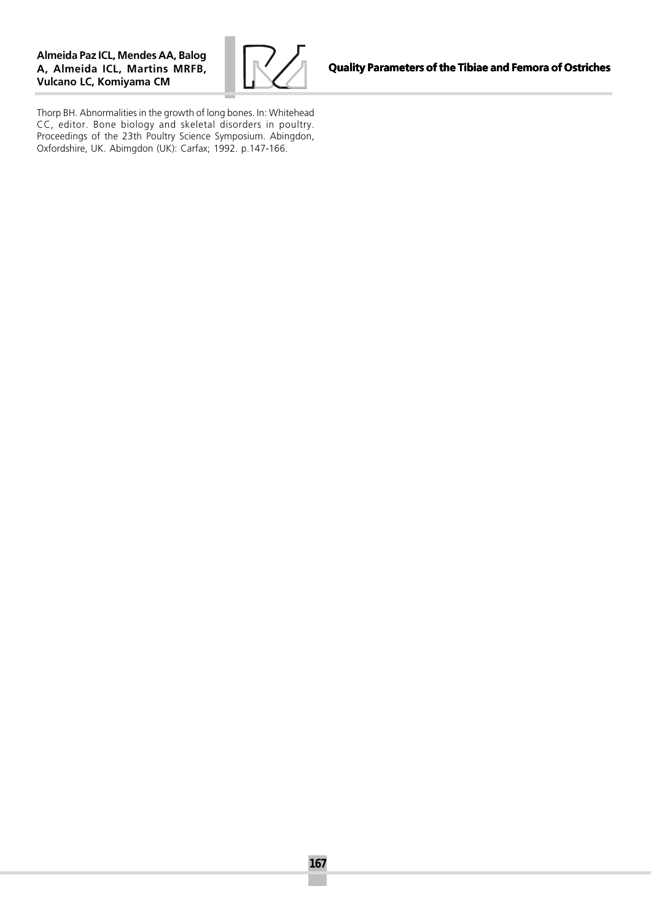Thorp BH. Abnormalities in the growth of long bones. In: Whitehead CC, editor. Bone biology and skeletal disorders in poultry. Proceedings of the 23th Poultry Science Symposium. Abingdon, Oxfordshire, UK. Abimgdon (UK): Carfax; 1992. p.147-166.